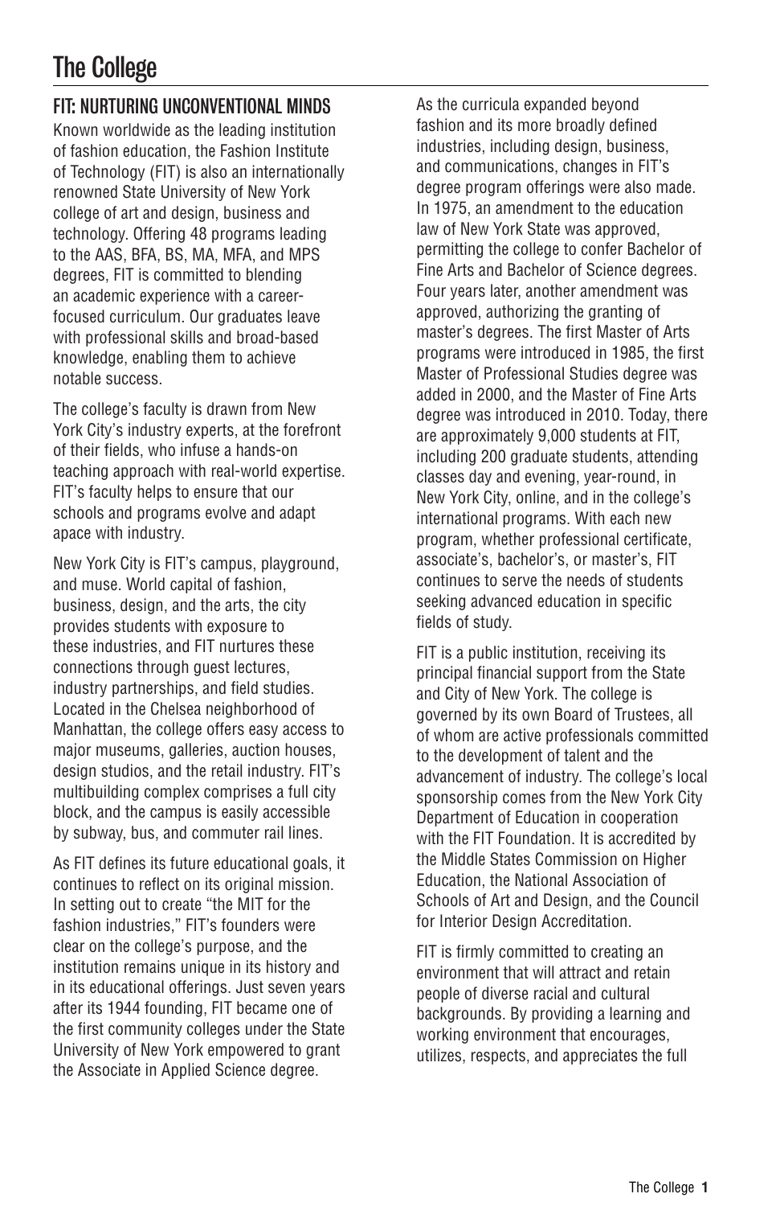# The College

## FIT: NURTURING UNCONVENTIONAL MINDS

Known worldwide as the leading institution of fashion education, the Fashion Institute of Technology (FIT) is also an internationally renowned State University of New York college of art and design, business and technology. Offering 48 programs leading to the AAS, BFA, BS, MA, MFA, and MPS degrees, FIT is committed to blending an academic experience with a career-focused curriculum. Our graduates leave with professional skills and broad-based knowledge, enabling them to achieve notable success.

The college's faculty is drawn from New York City's industry experts, at the forefront of their fields, who infuse a hands-on teaching approach with real-world expertise. FIT's faculty helps to ensure that our schools and programs evolve and adapt apace with industry.

New York City is FIT's campus, playground, and muse. World capital of fashion, business, design, and the arts, the city provides students with exposure to these industries, and FIT nurtures these connections through guest lectures, industry partnerships, and field studies. Located in the Chelsea neighborhood of Manhattan, the college offers easy access to major museums, galleries, auction houses, design studios, and the retail industry. FIT's multibuilding complex comprises a full city block, and the campus is easily accessible by subway, bus, and commuter rail lines.

As FIT defines its future educational goals, it continues to reflect on its original mission. In setting out to create "the MIT for the fashion industries," FIT's founders were clear on the college's purpose, and the institution remains unique in its history and in its educational offerings. Just seven years after its 1944 founding, FIT became one of the first community colleges under the State University of New York empowered to grant the Associate in Applied Science degree.

As the curricula expanded beyond fashion and its more broadly defined industries, including design, business, and communications, changes in FIT's degree program offerings were also made. In 1975, an amendment to the education law of New York State was approved, permitting the college to confer Bachelor of Fine Arts and Bachelor of Science degrees. Four years later, another amendment was approved, authorizing the granting of master's degrees. The first Master of Arts programs were introduced in 1985, the first Master of Professional Studies degree was added in 2000, and the Master of Fine Arts degree was introduced in 2010. Today, there are approximately 9,000 students at FIT, including 200 graduate students, attending classes day and evening, year-round, in New York City, online, and in the college's international programs. With each new program, whether professional certificate, associate's, bachelor's, or master's, FIT continues to serve the needs of students seeking advanced education in specific fields of study.

FIT is a public institution, receiving its principal financial support from the State and City of New York. The college is governed by its own Board of Trustees, all of whom are active professionals committed to the development of talent and the advancement of industry. The college's local sponsorship comes from the New York City Department of Education in cooperation with the FIT Foundation. It is accredited by the Middle States Commission on Higher Education, the National Association of Schools of Art and Design, and the Council for Interior Design Accreditation.

FIT is firmly committed to creating an environment that will attract and retain people of diverse racial and cultural backgrounds. By providing a learning and working environment that encourages, utilizes, respects, and appreciates the full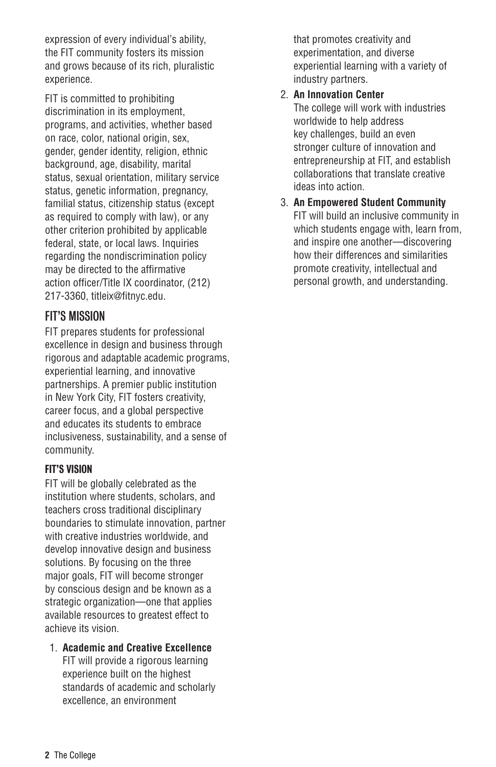expression of every individual's ability, the FIT community fosters its mission and grows because of its rich, pluralistic experience.

FIT is committed to prohibiting discrimination in its employment, programs, and activities, whether based on race, color, national origin, sex, gender, gender identity, religion, ethnic background, age, disability, marital status, sexual orientation, military service status, genetic information, pregnancy, familial status, citizenship status (except as required to comply with law), or any other criterion prohibited by applicable federal, state, or local laws. Inquiries regarding the nondiscrimination policy may be directed to the affirmative action officer/Title IX coordinator, (212) 217-3360, titleix@fitnyc.edu.

## FIT'S MISSION

FIT prepares students for professional excellence in design and business through rigorous and adaptable academic programs, experiential learning, and innovative partnerships. A premier public institution in New York City, FIT fosters creativity, career focus, and a global perspective and educates its students to embrace inclusiveness, sustainability, and a sense of community.

### FIT'S VISION

FIT will be globally celebrated as the institution where students, scholars, and teachers cross traditional disciplinary boundaries to stimulate innovation, partner with creative industries worldwide, and develop innovative design and business solutions. By focusing on the three major goals, FIT will become stronger by conscious design and be known as a strategic organization—one that applies available resources to greatest effect to achieve its vision.

1. **Academic and Creative Excellence**
   FIT will provide a rigorous learning experience built on the highest standards of academic and scholarly excellence, an environment that promotes creativity and experimentation, and diverse experiential learning with a variety of industry partners.
2. **An Innovation Center**
   The college will work with industries worldwide to help address key challenges, build an even stronger culture of innovation and entrepreneurship at FIT, and establish collaborations that translate creative ideas into action.
3. **An Empowered Student Community**
   FIT will build an inclusive community in which students engage with, learn from, and inspire one another—discovering how their differences and similarities promote creativity, intellectual and personal growth, and understanding.